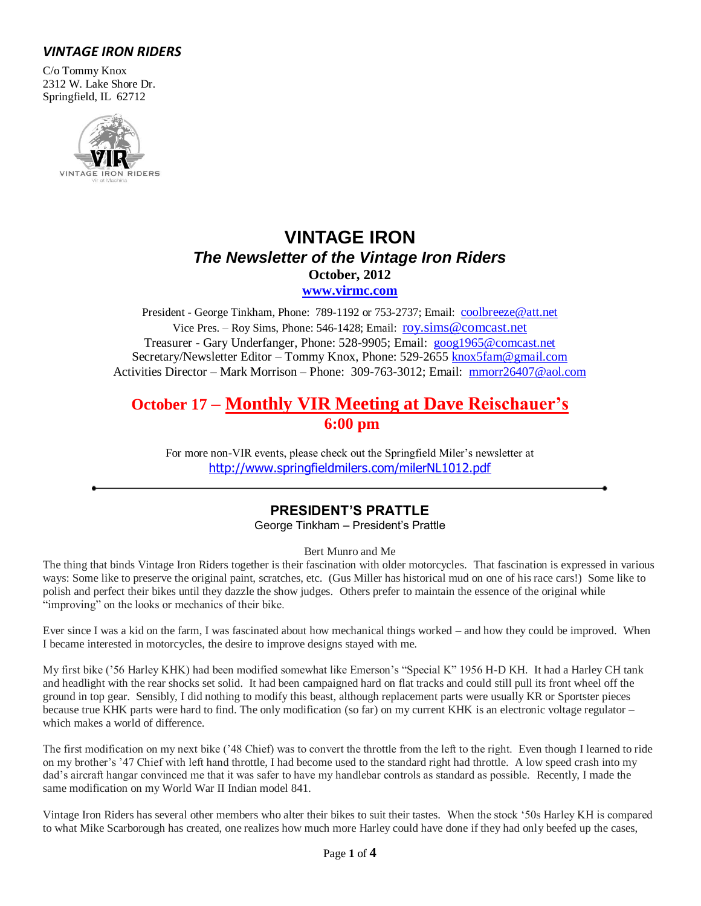***VINTAGE IRON RIDERS***

C/o Tommy Knox
2312 W. Lake Shore Dr.
Springfield, IL 62712

# VINTAGE IRON

## *The Newsletter of the Vintage Iron Riders*

**October, 2012**

**www.virmc.com**

President - George Tinkham, Phone: 789-1192 or 753-2737; Email: coolbreeze@att.net
Vice Pres. – Roy Sims, Phone: 546-1428; Email: roy.sims@comcast.net
Treasurer - Gary Underfanger, Phone: 528-9905; Email: goog1965@comcast.net
Secretary/Newsletter Editor – Tommy Knox, Phone: 529-2655 knox5fam@gmail.com
Activities Director – Mark Morrison – Phone: 309-763-3012; Email: mmorr26407@aol.com

## October 17 – Monthly VIR Meeting at Dave Reischauer's 6:00 pm

For more non-VIR events, please check out the Springfield Miler's newsletter at http://www.springfieldmilers.com/milerNL1012.pdf

---

## PRESIDENT'S PRATTLE

George Tinkham – President's Prattle

Bert Munro and Me

The thing that binds Vintage Iron Riders together is their fascination with older motorcycles. That fascination is expressed in various ways: Some like to preserve the original paint, scratches, etc. (Gus Miller has historical mud on one of his race cars!) Some like to polish and perfect their bikes until they dazzle the show judges. Others prefer to maintain the essence of the original while "improving" on the looks or mechanics of their bike.

Ever since I was a kid on the farm, I was fascinated about how mechanical things worked – and how they could be improved. When I became interested in motorcycles, the desire to improve designs stayed with me.

My first bike ('56 Harley KHK) had been modified somewhat like Emerson's "Special K" 1956 H-D KH. It had a Harley CH tank and headlight with the rear shocks set solid. It had been campaigned hard on flat tracks and could still pull its front wheel off the ground in top gear. Sensibly, I did nothing to modify this beast, although replacement parts were usually KR or Sportster pieces because true KHK parts were hard to find. The only modification (so far) on my current KHK is an electronic voltage regulator – which makes a world of difference.

The first modification on my next bike ('48 Chief) was to convert the throttle from the left to the right. Even though I learned to ride on my brother's '47 Chief with left hand throttle, I had become used to the standard right had throttle. A low speed crash into my dad's aircraft hangar convinced me that it was safer to have my handlebar controls as standard as possible. Recently, I made the same modification on my World War II Indian model 841.

Vintage Iron Riders has several other members who alter their bikes to suit their tastes. When the stock '50s Harley KH is compared to what Mike Scarborough has created, one realizes how much more Harley could have done if they had only beefed up the cases,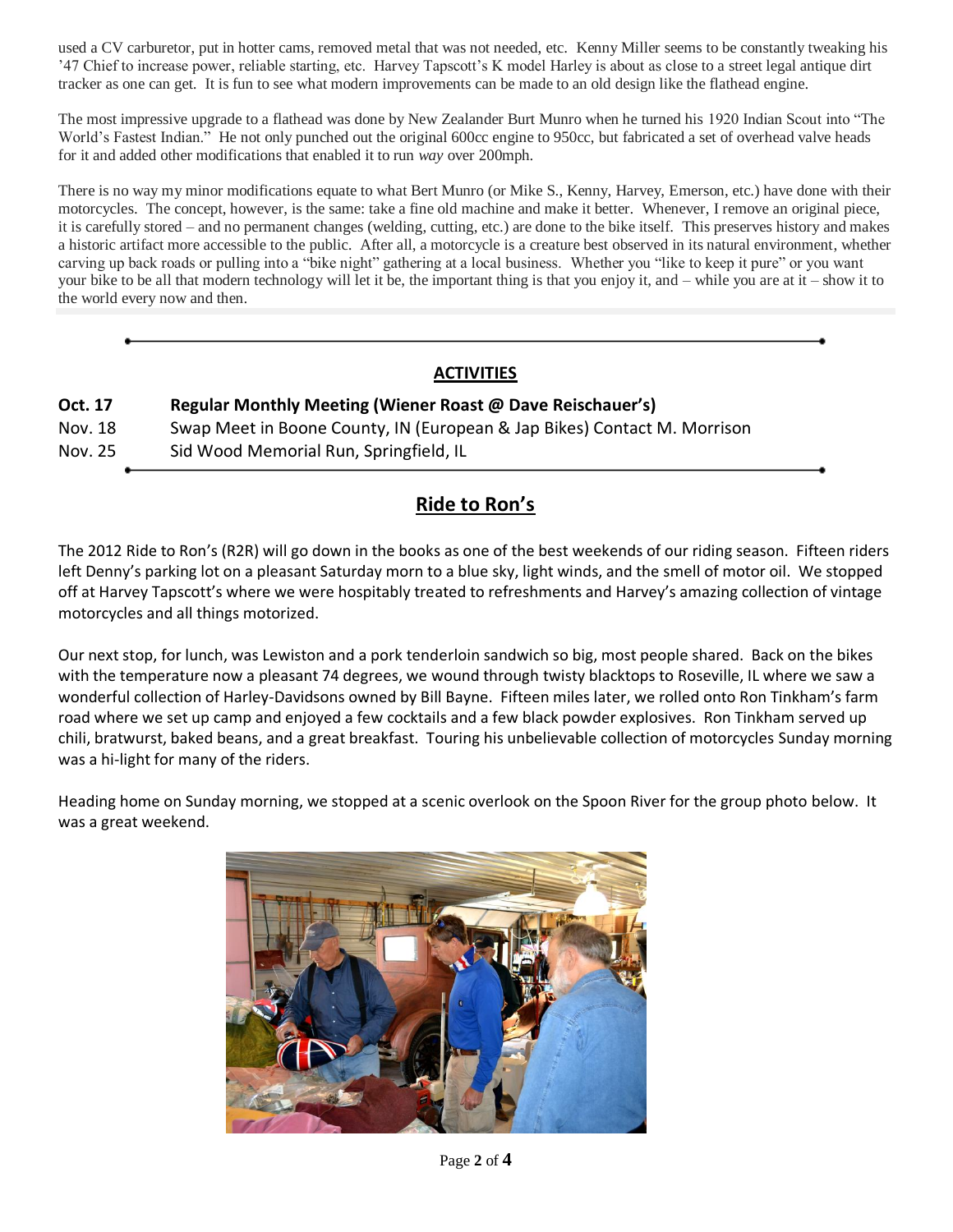used a CV carburetor, put in hotter cams, removed metal that was not needed, etc. Kenny Miller seems to be constantly tweaking his '47 Chief to increase power, reliable starting, etc. Harvey Tapscott's K model Harley is about as close to a street legal antique dirt tracker as one can get. It is fun to see what modern improvements can be made to an old design like the flathead engine.

The most impressive upgrade to a flathead was done by New Zealander Burt Munro when he turned his 1920 Indian Scout into "The World's Fastest Indian." He not only punched out the original 600cc engine to 950cc, but fabricated a set of overhead valve heads for it and added other modifications that enabled it to run *way* over 200mph.

There is no way my minor modifications equate to what Bert Munro (or Mike S., Kenny, Harvey, Emerson, etc.) have done with their motorcycles. The concept, however, is the same: take a fine old machine and make it better. Whenever, I remove an original piece, it is carefully stored – and no permanent changes (welding, cutting, etc.) are done to the bike itself. This preserves history and makes a historic artifact more accessible to the public. After all, a motorcycle is a creature best observed in its natural environment, whether carving up back roads or pulling into a "bike night" gathering at a local business. Whether you "like to keep it pure" or you want your bike to be all that modern technology will let it be, the important thing is that you enjoy it, and – while you are at it – show it to the world every now and then.

---

## ACTIVITIES

**Oct. 17** **Regular Monthly Meeting (Wiener Roast @ Dave Reischauer's)**

Nov. 18 Swap Meet in Boone County, IN (European & Jap Bikes) Contact M. Morrison

Nov. 25 Sid Wood Memorial Run, Springfield, IL

---

## Ride to Ron's

The 2012 Ride to Ron's (R2R) will go down in the books as one of the best weekends of our riding season. Fifteen riders left Denny's parking lot on a pleasant Saturday morn to a blue sky, light winds, and the smell of motor oil. We stopped off at Harvey Tapscott's where we were hospitably treated to refreshments and Harvey's amazing collection of vintage motorcycles and all things motorized.

Our next stop, for lunch, was Lewiston and a pork tenderloin sandwich so big, most people shared. Back on the bikes with the temperature now a pleasant 74 degrees, we wound through twisty blacktops to Roseville, IL where we saw a wonderful collection of Harley-Davidsons owned by Bill Bayne. Fifteen miles later, we rolled onto Ron Tinkham's farm road where we set up camp and enjoyed a few cocktails and a few black powder explosives. Ron Tinkham served up chili, bratwurst, baked beans, and a great breakfast. Touring his unbelievable collection of motorcycles Sunday morning was a hi-light for many of the riders.

Heading home on Sunday morning, we stopped at a scenic overlook on the Spoon River for the group photo below. It was a great weekend.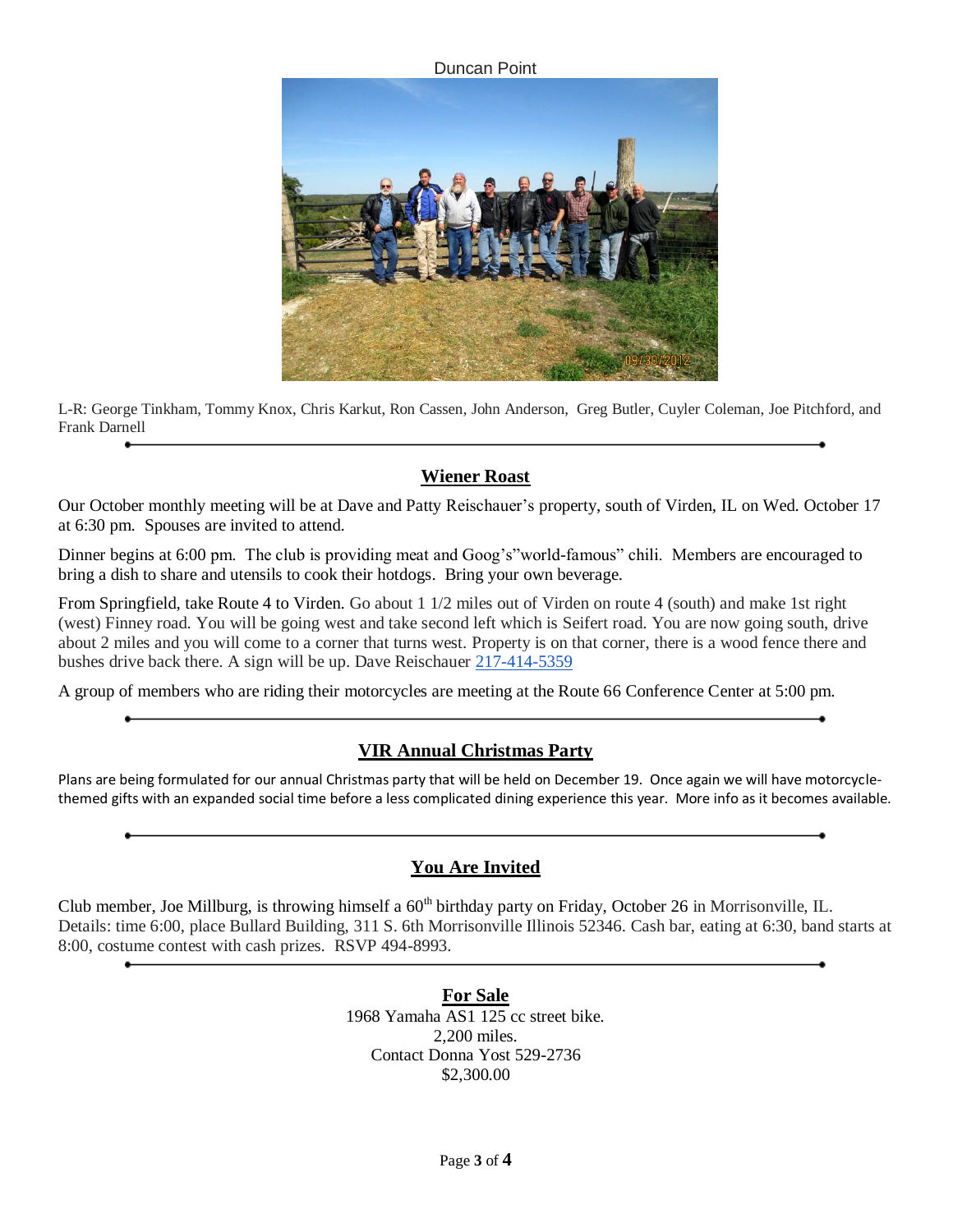Duncan Point

L-R: George Tinkham, Tommy Knox, Chris Karkut, Ron Cassen, John Anderson, Greg Butler, Cuyler Coleman, Joe Pitchford, and Frank Darnell

---

## Wiener Roast

Our October monthly meeting will be at Dave and Patty Reischauer's property, south of Virden, IL on Wed. October 17 at 6:30 pm. Spouses are invited to attend.

Dinner begins at 6:00 pm. The club is providing meat and Goog's"world-famous" chili. Members are encouraged to bring a dish to share and utensils to cook their hotdogs. Bring your own beverage.

From Springfield, take Route 4 to Virden. Go about 1 1/2 miles out of Virden on route 4 (south) and make 1st right (west) Finney road. You will be going west and take second left which is Seifert road. You are now going south, drive about 2 miles and you will come to a corner that turns west. Property is on that corner, there is a wood fence there and bushes drive back there. A sign will be up. Dave Reischauer 217-414-5359

A group of members who are riding their motorcycles are meeting at the Route 66 Conference Center at 5:00 pm.

---

## VIR Annual Christmas Party

Plans are being formulated for our annual Christmas party that will be held on December 19. Once again we will have motorcycle-themed gifts with an expanded social time before a less complicated dining experience this year. More info as it becomes available.

---

## You Are Invited

Club member, Joe Millburg, is throwing himself a 60th birthday party on Friday, October 26 in Morrisonville, IL. Details: time 6:00, place Bullard Building, 311 S. 6th Morrisonville Illinois 52346. Cash bar, eating at 6:30, band starts at 8:00, costume contest with cash prizes. RSVP 494-8993.

---

## For Sale

1968 Yamaha AS1 125 cc street bike.
2,200 miles.
Contact Donna Yost 529-2736
$2,300.00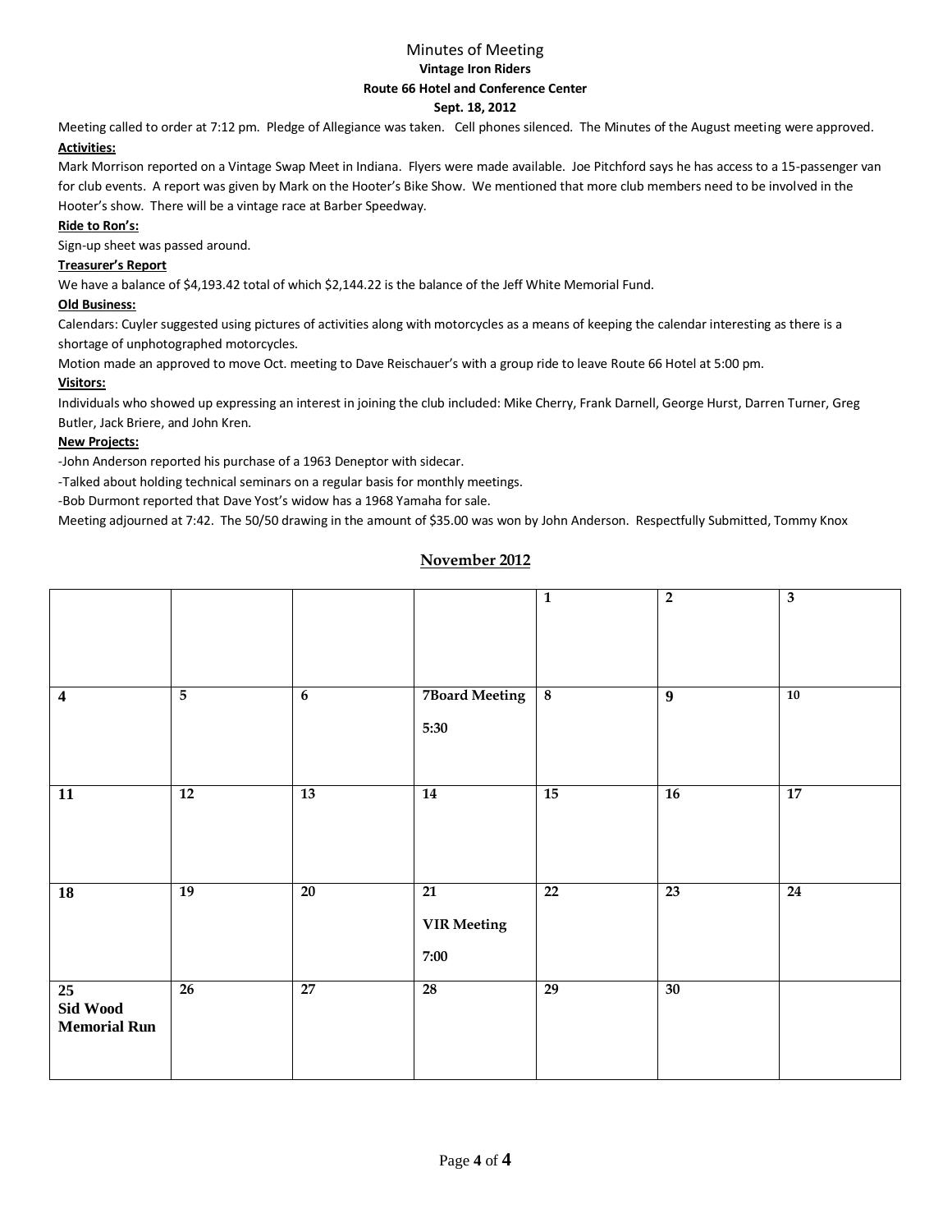# Minutes of Meeting

**Vintage Iron Riders**

**Route 66 Hotel and Conference Center**

**Sept. 18, 2012**

Meeting called to order at 7:12 pm. Pledge of Allegiance was taken. Cell phones silenced. The Minutes of the August meeting were approved.

**Activities:**

Mark Morrison reported on a Vintage Swap Meet in Indiana. Flyers were made available. Joe Pitchford says he has access to a 15-passenger van for club events. A report was given by Mark on the Hooter's Bike Show. We mentioned that more club members need to be involved in the Hooter's show. There will be a vintage race at Barber Speedway.

**Ride to Ron's:**

Sign-up sheet was passed around.

**Treasurer's Report**

We have a balance of $4,193.42 total of which $2,144.22 is the balance of the Jeff White Memorial Fund.

**Old Business:**

Calendars: Cuyler suggested using pictures of activities along with motorcycles as a means of keeping the calendar interesting as there is a shortage of unphotographed motorcycles.

Motion made an approved to move Oct. meeting to Dave Reischauer's with a group ride to leave Route 66 Hotel at 5:00 pm.

**Visitors:**

Individuals who showed up expressing an interest in joining the club included: Mike Cherry, Frank Darnell, George Hurst, Darren Turner, Greg Butler, Jack Briere, and John Kren.

**New Projects:**

-John Anderson reported his purchase of a 1963 Deneptor with sidecar.

-Talked about holding technical seminars on a regular basis for monthly meetings.

-Bob Durmont reported that Dave Yost's widow has a 1968 Yamaha for sale.

Meeting adjourned at 7:42. The 50/50 drawing in the amount of $35.00 was won by John Anderson. Respectfully Submitted, Tommy Knox

## November 2012

| | | | | | | |
|---|---|---|---|---|---|---|
| | | | | 1 | 2 | 3 |
| 4 | 5 | 6 | 7Board Meeting 5:30 | 8 | 9 | 10 |
| 11 | 12 | 13 | 14 | 15 | 16 | 17 |
| 18 | 19 | 20 | 21 VIR Meeting 7:00 | 22 | 23 | 24 |
| 25 Sid Wood Memorial Run | 26 | 27 | 28 | 29 | 30 | |